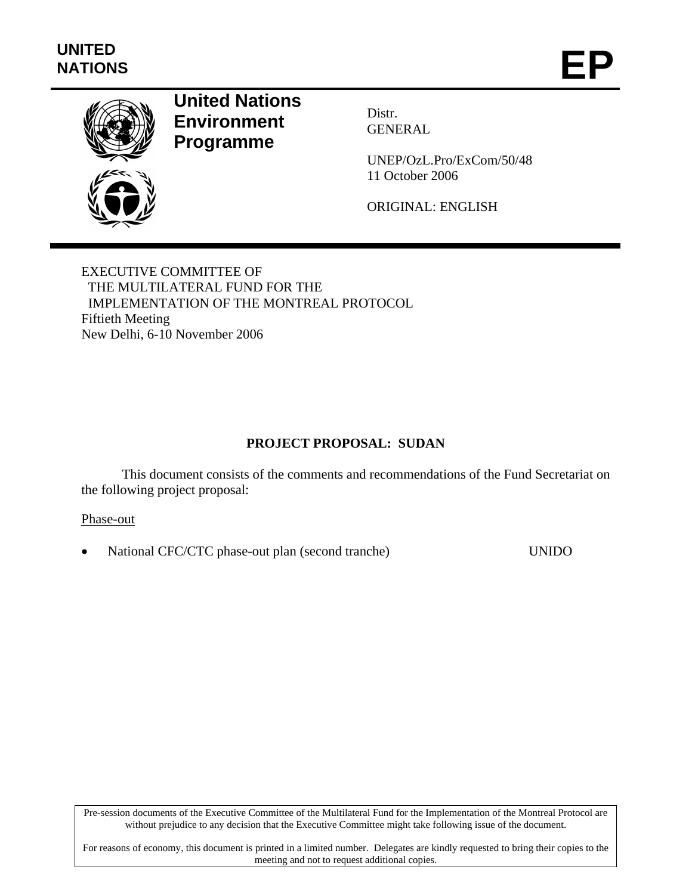UNITED NATIONS

# EP

**United Nations Environment Programme**

Distr.
GENERAL

UNEP/OzL.Pro/ExCom/50/48
11 October 2006

ORIGINAL: ENGLISH

EXECUTIVE COMMITTEE OF
THE MULTILATERAL FUND FOR THE
IMPLEMENTATION OF THE MONTREAL PROTOCOL
Fiftieth Meeting
New Delhi, 6-10 November 2006

## PROJECT PROPOSAL: SUDAN

This document consists of the comments and recommendations of the Fund Secretariat on the following project proposal:

Phase-out

- National CFC/CTC phase-out plan (second tranche) UNIDO

Pre-session documents of the Executive Committee of the Multilateral Fund for the Implementation of the Montreal Protocol are without prejudice to any decision that the Executive Committee might take following issue of the document.

For reasons of economy, this document is printed in a limited number. Delegates are kindly requested to bring their copies to the meeting and not to request additional copies.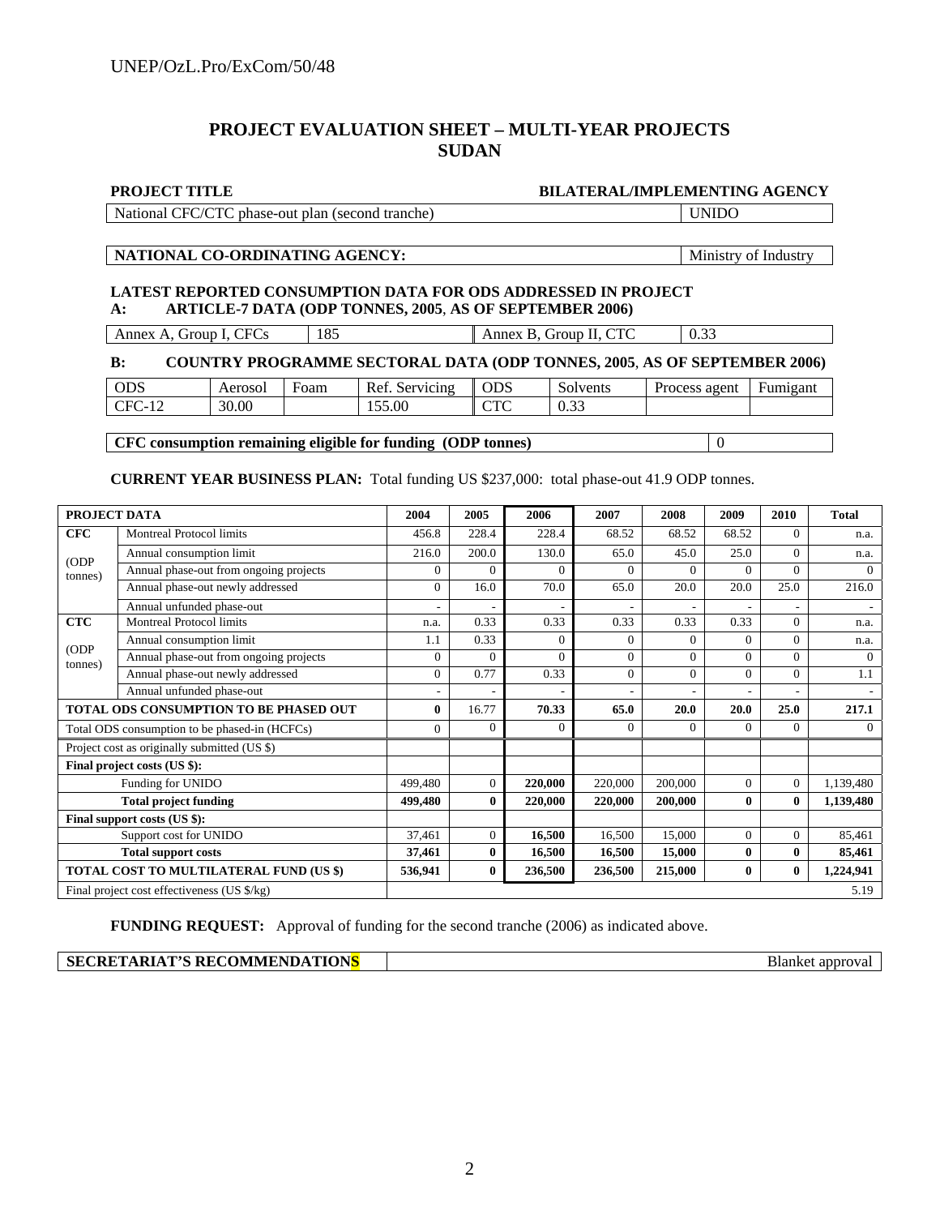# PROJECT EVALUATION SHEET – MULTI-YEAR PROJECTS
# SUDAN

| PROJECT TITLE | BILATERAL/IMPLEMENTING AGENCY |
|---|---|
| National CFC/CTC phase-out plan (second tranche) | UNIDO |

| NATIONAL CO-ORDINATING AGENCY: | Ministry of Industry |
|---|---|

**LATEST REPORTED CONSUMPTION DATA FOR ODS ADDRESSED IN PROJECT**

**A: ARTICLE-7 DATA (ODP TONNES, 2005, AS OF SEPTEMBER 2006)**

| Annex A, Group I, CFCs | 185 | Annex B, Group II, CTC | 0.33 |
|---|---|---|---|

**B: COUNTRY PROGRAMME SECTORAL DATA (ODP TONNES, 2005, AS OF SEPTEMBER 2006)**

| ODS | Aerosol | Foam | Ref. Servicing | ODS | Solvents | Process agent | Fumigant |
|---|---|---|---|---|---|---|---|
| CFC-12 | 30.00 | | 155.00 | CTC | 0.33 | | |

| CFC consumption remaining eligible for funding (ODP tonnes) | 0 |
|---|---|

**CURRENT YEAR BUSINESS PLAN:** Total funding US $237,000: total phase-out 41.9 ODP tonnes.

| PROJECT DATA | | 2004 | 2005 | 2006 | 2007 | 2008 | 2009 | 2010 | Total |
|---|---|---|---|---|---|---|---|---|---|
| **CFC** | Montreal Protocol limits | 456.8 | 228.4 | 228.4 | 68.52 | 68.52 | 68.52 | 0 | n.a. |
| (ODP tonnes) | Annual consumption limit | 216.0 | 200.0 | 130.0 | 65.0 | 45.0 | 25.0 | 0 | n.a. |
| | Annual phase-out from ongoing projects | 0 | 0 | 0 | 0 | 0 | 0 | 0 | 0 |
| | Annual phase-out newly addressed | 0 | 16.0 | 70.0 | 65.0 | 20.0 | 20.0 | 25.0 | 216.0 |
| | Annual unfunded phase-out | - | - | - | - | - | - | - | - |
| **CTC** | Montreal Protocol limits | n.a. | 0.33 | 0.33 | 0.33 | 0.33 | 0.33 | 0 | n.a. |
| (ODP tonnes) | Annual consumption limit | 1.1 | 0.33 | 0 | 0 | 0 | 0 | 0 | n.a. |
| | Annual phase-out from ongoing projects | 0 | 0 | 0 | 0 | 0 | 0 | 0 | 0 |
| | Annual phase-out newly addressed | 0 | 0.77 | 0.33 | 0 | 0 | 0 | 0 | 1.1 |
| | Annual unfunded phase-out | - | - | - | - | - | - | - | - |
| **TOTAL ODS CONSUMPTION TO BE PHASED OUT** | | **0** | 16.77 | **70.33** | **65.0** | **20.0** | **20.0** | **25.0** | **217.1** |
| Total ODS consumption to be phased-in (HCFCs) | | 0 | 0 | 0 | 0 | 0 | 0 | 0 | 0 |
| Project cost as originally submitted (US $) | | | | | | | | | |
| **Final project costs (US $):** | | | | | | | | | |
| Funding for UNIDO | | 499,480 | 0 | **220,000** | 220,000 | 200,000 | 0 | 0 | 1,139,480 |
| **Total project funding** | | **499,480** | **0** | **220,000** | **220,000** | **200,000** | **0** | **0** | **1,139,480** |
| **Final support costs (US $):** | | | | | | | | | |
| Support cost for UNIDO | | 37,461 | 0 | **16,500** | 16,500 | 15,000 | 0 | 0 | 85,461 |
| **Total support costs** | | **37,461** | **0** | **16,500** | **16,500** | **15,000** | **0** | **0** | **85,461** |
| **TOTAL COST TO MULTILATERAL FUND (US $)** | | **536,941** | **0** | **236,500** | **236,500** | **215,000** | **0** | **0** | **1,224,941** |
| Final project cost effectiveness (US $/kg) | | | | | | | | | 5.19 |

**FUNDING REQUEST:** Approval of funding for the second tranche (2006) as indicated above.

| SECRETARIAT'S RECOMMENDATIONS | Blanket approval |
|---|---|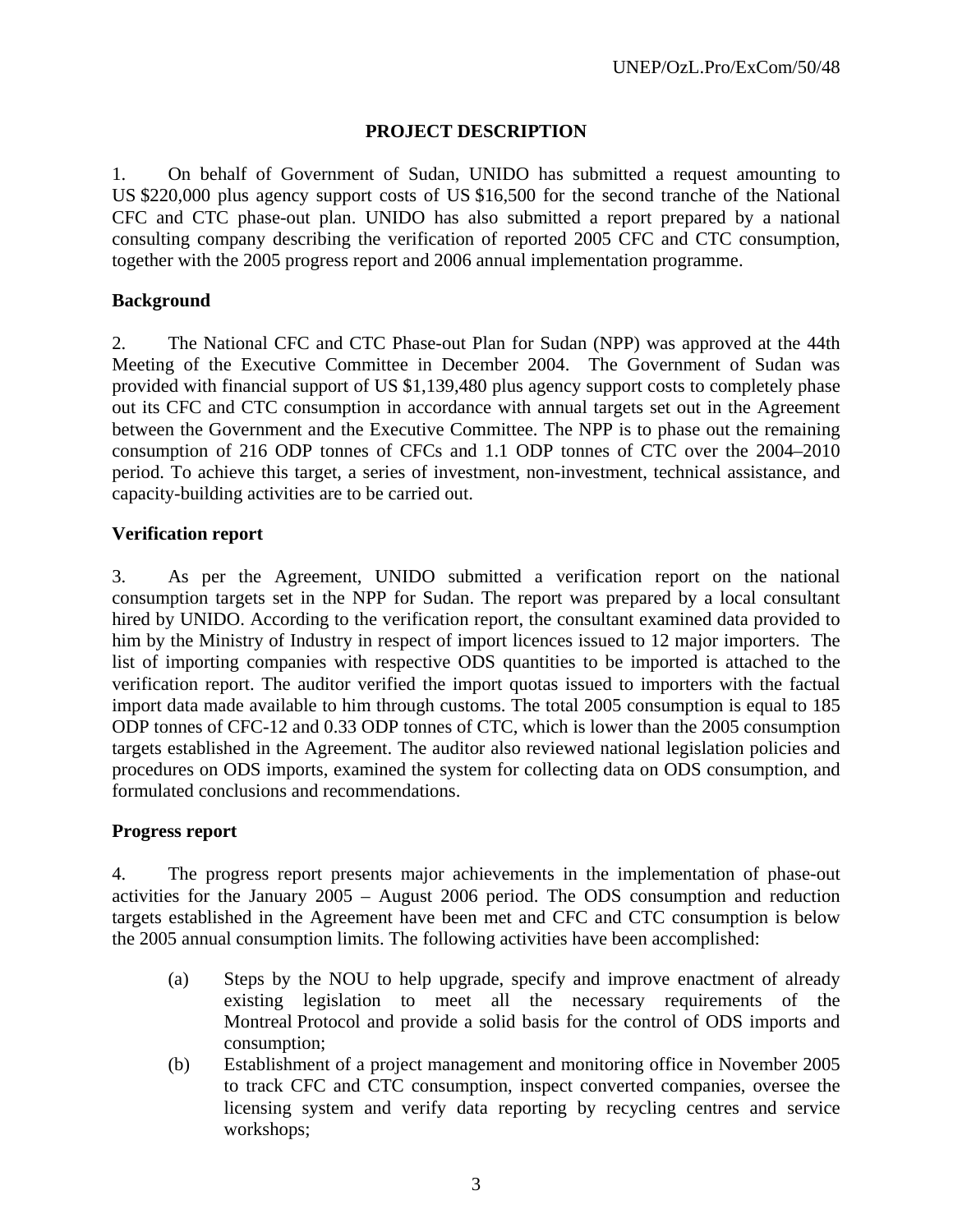## PROJECT DESCRIPTION

1. On behalf of Government of Sudan, UNIDO has submitted a request amounting to US $220,000 plus agency support costs of US $16,500 for the second tranche of the National CFC and CTC phase-out plan. UNIDO has also submitted a report prepared by a national consulting company describing the verification of reported 2005 CFC and CTC consumption, together with the 2005 progress report and 2006 annual implementation programme.

### Background

2. The National CFC and CTC Phase-out Plan for Sudan (NPP) was approved at the 44th Meeting of the Executive Committee in December 2004. The Government of Sudan was provided with financial support of US $1,139,480 plus agency support costs to completely phase out its CFC and CTC consumption in accordance with annual targets set out in the Agreement between the Government and the Executive Committee. The NPP is to phase out the remaining consumption of 216 ODP tonnes of CFCs and 1.1 ODP tonnes of CTC over the 2004–2010 period. To achieve this target, a series of investment, non-investment, technical assistance, and capacity-building activities are to be carried out.

### Verification report

3. As per the Agreement, UNIDO submitted a verification report on the national consumption targets set in the NPP for Sudan. The report was prepared by a local consultant hired by UNIDO. According to the verification report, the consultant examined data provided to him by the Ministry of Industry in respect of import licences issued to 12 major importers. The list of importing companies with respective ODS quantities to be imported is attached to the verification report. The auditor verified the import quotas issued to importers with the factual import data made available to him through customs. The total 2005 consumption is equal to 185 ODP tonnes of CFC-12 and 0.33 ODP tonnes of CTC, which is lower than the 2005 consumption targets established in the Agreement. The auditor also reviewed national legislation policies and procedures on ODS imports, examined the system for collecting data on ODS consumption, and formulated conclusions and recommendations.

### Progress report

4. The progress report presents major achievements in the implementation of phase-out activities for the January 2005 – August 2006 period. The ODS consumption and reduction targets established in the Agreement have been met and CFC and CTC consumption is below the 2005 annual consumption limits. The following activities have been accomplished:

(a) Steps by the NOU to help upgrade, specify and improve enactment of already existing legislation to meet all the necessary requirements of the Montreal Protocol and provide a solid basis for the control of ODS imports and consumption;

(b) Establishment of a project management and monitoring office in November 2005 to track CFC and CTC consumption, inspect converted companies, oversee the licensing system and verify data reporting by recycling centres and service workshops;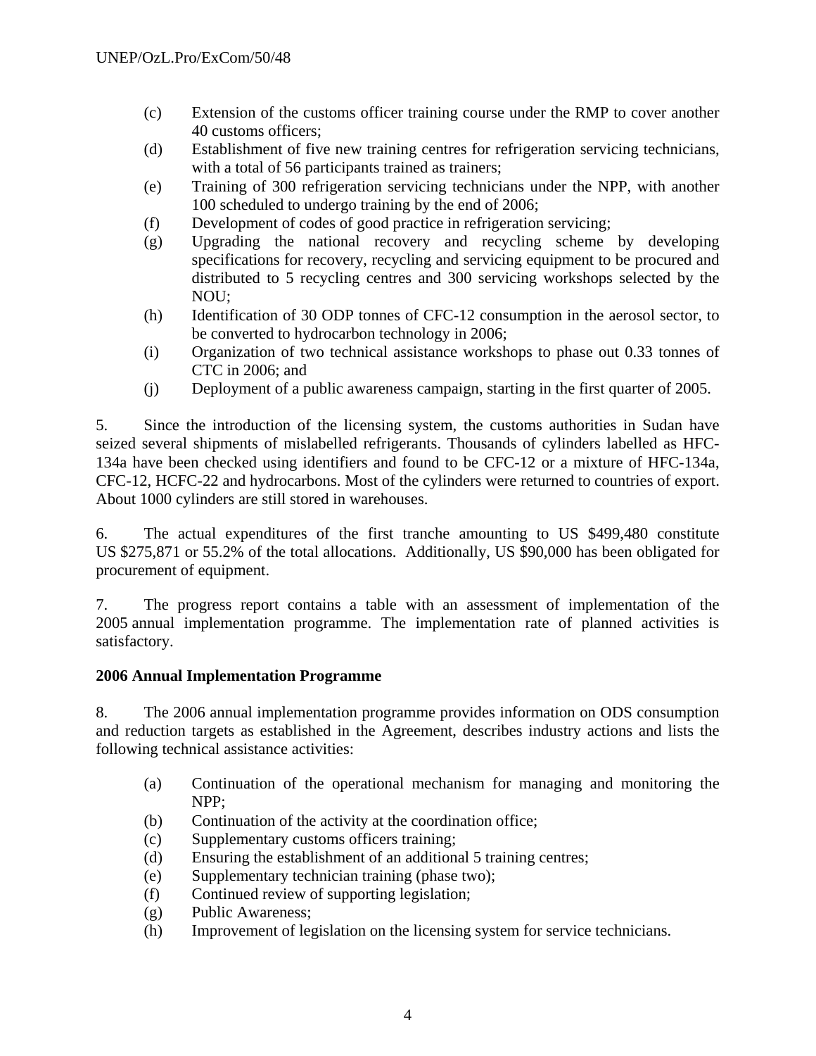(c) Extension of the customs officer training course under the RMP to cover another 40 customs officers;

(d) Establishment of five new training centres for refrigeration servicing technicians, with a total of 56 participants trained as trainers;

(e) Training of 300 refrigeration servicing technicians under the NPP, with another 100 scheduled to undergo training by the end of 2006;

(f) Development of codes of good practice in refrigeration servicing;

(g) Upgrading the national recovery and recycling scheme by developing specifications for recovery, recycling and servicing equipment to be procured and distributed to 5 recycling centres and 300 servicing workshops selected by the NOU;

(h) Identification of 30 ODP tonnes of CFC-12 consumption in the aerosol sector, to be converted to hydrocarbon technology in 2006;

(i) Organization of two technical assistance workshops to phase out 0.33 tonnes of CTC in 2006; and

(j) Deployment of a public awareness campaign, starting in the first quarter of 2005.

5. Since the introduction of the licensing system, the customs authorities in Sudan have seized several shipments of mislabelled refrigerants. Thousands of cylinders labelled as HFC-134a have been checked using identifiers and found to be CFC-12 or a mixture of HFC-134a, CFC-12, HCFC-22 and hydrocarbons. Most of the cylinders were returned to countries of export. About 1000 cylinders are still stored in warehouses.

6. The actual expenditures of the first tranche amounting to US $499,480 constitute US $275,871 or 55.2% of the total allocations. Additionally, US $90,000 has been obligated for procurement of equipment.

7. The progress report contains a table with an assessment of implementation of the 2005 annual implementation programme. The implementation rate of planned activities is satisfactory.

**2006 Annual Implementation Programme**

8. The 2006 annual implementation programme provides information on ODS consumption and reduction targets as established in the Agreement, describes industry actions and lists the following technical assistance activities:

(a) Continuation of the operational mechanism for managing and monitoring the NPP;

(b) Continuation of the activity at the coordination office;

(c) Supplementary customs officers training;

(d) Ensuring the establishment of an additional 5 training centres;

(e) Supplementary technician training (phase two);

(f) Continued review of supporting legislation;

(g) Public Awareness;

(h) Improvement of legislation on the licensing system for service technicians.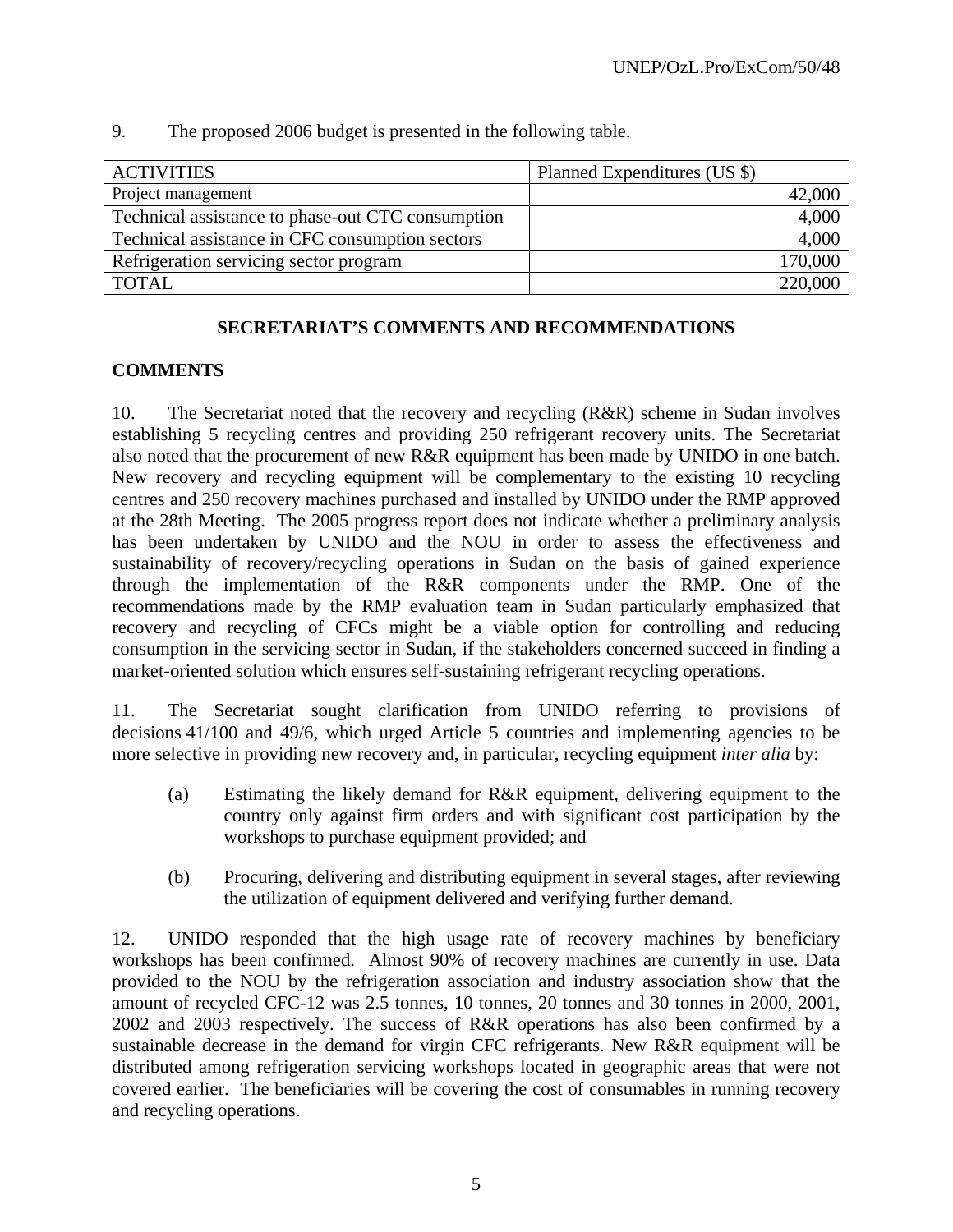9. The proposed 2006 budget is presented in the following table.

| ACTIVITIES | Planned Expenditures (US $) |
|---|---|
| Project management | 42,000 |
| Technical assistance to phase-out CTC consumption | 4,000 |
| Technical assistance in CFC consumption sectors | 4,000 |
| Refrigeration servicing sector program | 170,000 |
| TOTAL | 220,000 |

## SECRETARIAT'S COMMENTS AND RECOMMENDATIONS

### COMMENTS

10. The Secretariat noted that the recovery and recycling (R&R) scheme in Sudan involves establishing 5 recycling centres and providing 250 refrigerant recovery units. The Secretariat also noted that the procurement of new R&R equipment has been made by UNIDO in one batch. New recovery and recycling equipment will be complementary to the existing 10 recycling centres and 250 recovery machines purchased and installed by UNIDO under the RMP approved at the 28th Meeting. The 2005 progress report does not indicate whether a preliminary analysis has been undertaken by UNIDO and the NOU in order to assess the effectiveness and sustainability of recovery/recycling operations in Sudan on the basis of gained experience through the implementation of the R&R components under the RMP. One of the recommendations made by the RMP evaluation team in Sudan particularly emphasized that recovery and recycling of CFCs might be a viable option for controlling and reducing consumption in the servicing sector in Sudan, if the stakeholders concerned succeed in finding a market-oriented solution which ensures self-sustaining refrigerant recycling operations.

11. The Secretariat sought clarification from UNIDO referring to provisions of decisions 41/100 and 49/6, which urged Article 5 countries and implementing agencies to be more selective in providing new recovery and, in particular, recycling equipment *inter alia* by:

(a) Estimating the likely demand for R&R equipment, delivering equipment to the country only against firm orders and with significant cost participation by the workshops to purchase equipment provided; and

(b) Procuring, delivering and distributing equipment in several stages, after reviewing the utilization of equipment delivered and verifying further demand.

12. UNIDO responded that the high usage rate of recovery machines by beneficiary workshops has been confirmed. Almost 90% of recovery machines are currently in use. Data provided to the NOU by the refrigeration association and industry association show that the amount of recycled CFC-12 was 2.5 tonnes, 10 tonnes, 20 tonnes and 30 tonnes in 2000, 2001, 2002 and 2003 respectively. The success of R&R operations has also been confirmed by a sustainable decrease in the demand for virgin CFC refrigerants. New R&R equipment will be distributed among refrigeration servicing workshops located in geographic areas that were not covered earlier. The beneficiaries will be covering the cost of consumables in running recovery and recycling operations.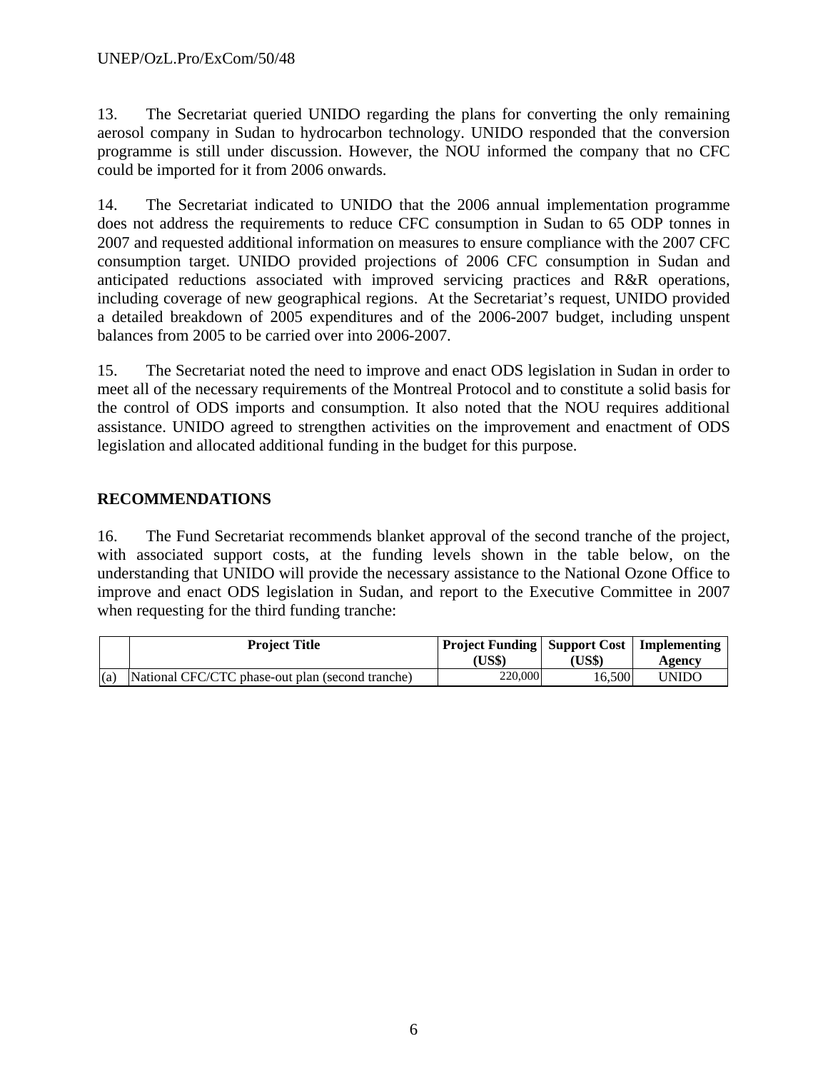13. The Secretariat queried UNIDO regarding the plans for converting the only remaining aerosol company in Sudan to hydrocarbon technology. UNIDO responded that the conversion programme is still under discussion. However, the NOU informed the company that no CFC could be imported for it from 2006 onwards.

14. The Secretariat indicated to UNIDO that the 2006 annual implementation programme does not address the requirements to reduce CFC consumption in Sudan to 65 ODP tonnes in 2007 and requested additional information on measures to ensure compliance with the 2007 CFC consumption target. UNIDO provided projections of 2006 CFC consumption in Sudan and anticipated reductions associated with improved servicing practices and R&R operations, including coverage of new geographical regions. At the Secretariat's request, UNIDO provided a detailed breakdown of 2005 expenditures and of the 2006-2007 budget, including unspent balances from 2005 to be carried over into 2006-2007.

15. The Secretariat noted the need to improve and enact ODS legislation in Sudan in order to meet all of the necessary requirements of the Montreal Protocol and to constitute a solid basis for the control of ODS imports and consumption. It also noted that the NOU requires additional assistance. UNIDO agreed to strengthen activities on the improvement and enactment of ODS legislation and allocated additional funding in the budget for this purpose.

## RECOMMENDATIONS

16. The Fund Secretariat recommends blanket approval of the second tranche of the project, with associated support costs, at the funding levels shown in the table below, on the understanding that UNIDO will provide the necessary assistance to the National Ozone Office to improve and enact ODS legislation in Sudan, and report to the Executive Committee in 2007 when requesting for the third funding tranche:

| | Project Title | Project Funding (US$) | Support Cost (US$) | Implementing Agency |
|---|---|---|---|---|
| (a) | National CFC/CTC phase-out plan (second tranche) | 220,000 | 16,500 | UNIDO |